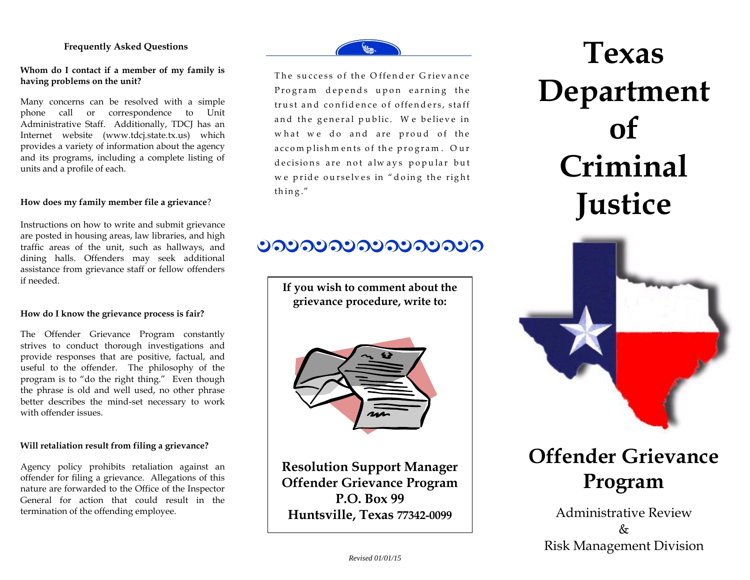### Frequently Asked Questions

**Whom do I contact if a member of my family is having problems on the unit?**

Many concerns can be resolved with a simple phone call or correspondence to Unit Administrative Staff. Additionally, TDCJ has an Internet website (www.tdcj.state.tx.us) which provides a variety of information about the agency and its programs, including a complete listing of units and a profile of each.

**How does my family member file a grievance?**

Instructions on how to write and submit grievance are posted in housing areas, law libraries, and high traffic areas of the unit, such as hallways, and dining halls. Offenders may seek additional assistance from grievance staff or fellow offenders if needed.

**How do I know the grievance process is fair?**

The Offender Grievance Program constantly strives to conduct thorough investigations and provide responses that are positive, factual, and useful to the offender. The philosophy of the program is to "do the right thing." Even though the phrase is old and well used, no other phrase better describes the mind-set necessary to work with offender issues.

**Will retaliation result from filing a grievance?**

Agency policy prohibits retaliation against an offender for filing a grievance. Allegations of this nature are forwarded to the Office of the Inspector General for action that could result in the termination of the offending employee.

The success of the Offender Grievance Program depends upon earning the trust and confidence of offenders, staff and the general public. We believe in what we do and are proud of the accomplishments of the program. Our decisions are not always popular but we pride ourselves in "doing the right thing."

**If you wish to comment about the grievance procedure, write to:**

**Resolution Support Manager**
**Offender Grievance Program**
**P.O. Box 99**
**Huntsville, Texas 77342-0099**

*Revised 01/01/15*

# Texas Department of Criminal Justice

## Offender Grievance Program

Administrative Review
&
Risk Management Division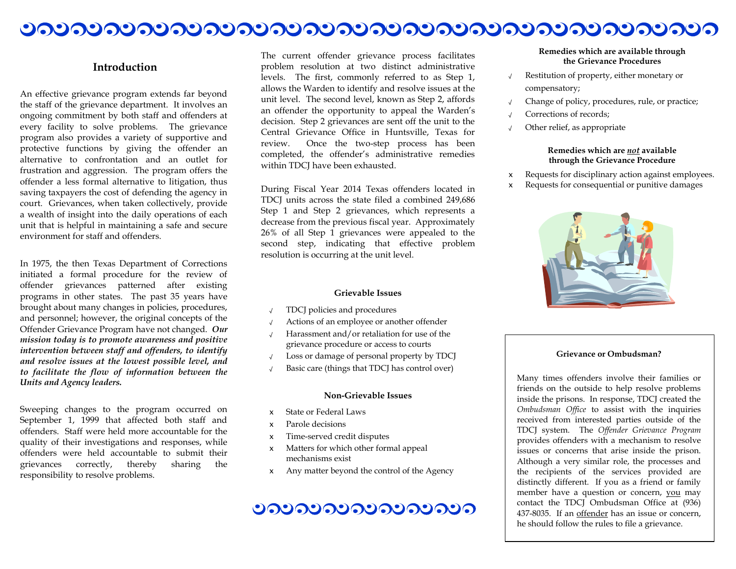## Introduction

An effective grievance program extends far beyond the staff of the grievance department. It involves an ongoing commitment by both staff and offenders at every facility to solve problems. The grievance program also provides a variety of supportive and protective functions by giving the offender an alternative to confrontation and an outlet for frustration and aggression. The program offers the offender a less formal alternative to litigation, thus saving taxpayers the cost of defending the agency in court. Grievances, when taken collectively, provide a wealth of insight into the daily operations of each unit that is helpful in maintaining a safe and secure environment for staff and offenders.

In 1975, the then Texas Department of Corrections initiated a formal procedure for the review of offender grievances patterned after existing programs in other states. The past 35 years have brought about many changes in policies, procedures, and personnel; however, the original concepts of the Offender Grievance Program have not changed. ***Our mission today is to promote awareness and positive intervention between staff and offenders, to identify and resolve issues at the lowest possible level, and to facilitate the flow of information between the Units and Agency leaders.***

Sweeping changes to the program occurred on September 1, 1999 that affected both staff and offenders. Staff were held more accountable for the quality of their investigations and responses, while offenders were held accountable to submit their grievances correctly, thereby sharing the responsibility to resolve problems.

The current offender grievance process facilitates problem resolution at two distinct administrative levels. The first, commonly referred to as Step 1, allows the Warden to identify and resolve issues at the unit level. The second level, known as Step 2, affords an offender the opportunity to appeal the Warden's decision. Step 2 grievances are sent off the unit to the Central Grievance Office in Huntsville, Texas for review. Once the two-step process has been completed, the offender's administrative remedies within TDCJ have been exhausted.

During Fiscal Year 2014 Texas offenders located in TDCJ units across the state filed a combined 249,686 Step 1 and Step 2 grievances, which represents a decrease from the previous fiscal year. Approximately 26% of all Step 1 grievances were appealed to the second step, indicating that effective problem resolution is occurring at the unit level.

### Grievable Issues

- √ TDCJ policies and procedures
- √ Actions of an employee or another offender
- √ Harassment and/or retaliation for use of the grievance procedure or access to courts
- √ Loss or damage of personal property by TDCJ
- √ Basic care (things that TDCJ has control over)

### Non-Grievable Issues

- x State or Federal Laws
- x Parole decisions
- x Time-served credit disputes
- x Matters for which other formal appeal mechanisms exist
- x Any matter beyond the control of the Agency

### Remedies which are available through the Grievance Procedures

- √ Restitution of property, either monetary or compensatory;
- √ Change of policy, procedures, rule, or practice;
- √ Corrections of records;
- √ Other relief, as appropriate

### Remedies which are *not* available through the Grievance Procedure

- x Requests for disciplinary action against employees.
- x Requests for consequential or punitive damages

### Grievance or Ombudsman?

Many times offenders involve their families or friends on the outside to help resolve problems inside the prisons. In response, TDCJ created the *Ombudsman Office* to assist with the inquiries received from interested parties outside of the TDCJ system. The *Offender Grievance Program* provides offenders with a mechanism to resolve issues or concerns that arise inside the prison. Although a very similar role, the processes and the recipients of the services provided are distinctly different. If you as a friend or family member have a question or concern, you may contact the TDCJ Ombudsman Office at (936) 437-8035. If an offender has an issue or concern, he should follow the rules to file a grievance.